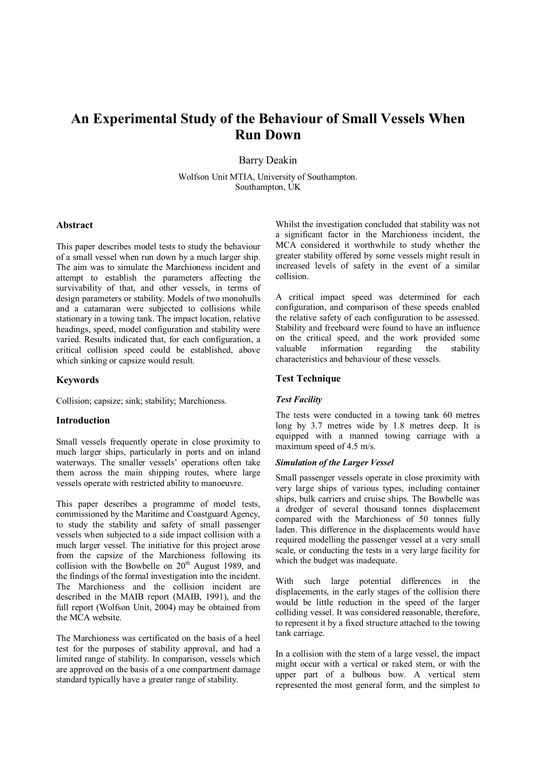# An Experimental Study of the Behaviour of Small Vessels When Run Down

Barry Deakin

Wolfson Unit MTIA, University of Southampton.
Southampton, UK

## Abstract

This paper describes model tests to study the behaviour of a small vessel when run down by a much larger ship. The aim was to simulate the Marchioness incident and attempt to establish the parameters affecting the survivability of that, and other vessels, in terms of design parameters or stability. Models of two monohulls and a catamaran were subjected to collisions while stationary in a towing tank. The impact location, relative headings, speed, model configuration and stability were varied. Results indicated that, for each configuration, a critical collision speed could be established, above which sinking or capsize would result.

## Keywords

Collision; capsize; sink; stability; Marchioness.

## Introduction

Small vessels frequently operate in close proximity to much larger ships, particularly in ports and on inland waterways. The smaller vessels' operations often take them across the main shipping routes, where large vessels operate with restricted ability to manoeuvre.

This paper describes a programme of model tests, commissioned by the Maritime and Coastguard Agency, to study the stability and safety of small passenger vessels when subjected to a side impact collision with a much larger vessel. The initiative for this project arose from the capsize of the Marchioness following its collision with the Bowbelle on 20th August 1989, and the findings of the formal investigation into the incident. The Marchioness and the collision incident are described in the MAIB report (MAIB, 1991), and the full report (Wolfson Unit, 2004) may be obtained from the MCA website.

The Marchioness was certificated on the basis of a heel test for the purposes of stability approval, and had a limited range of stability. In comparison, vessels which are approved on the basis of a one compartment damage standard typically have a greater range of stability.

Whilst the investigation concluded that stability was not a significant factor in the Marchioness incident, the MCA considered it worthwhile to study whether the greater stability offered by some vessels might result in increased levels of safety in the event of a similar collision.

A critical impact speed was determined for each configuration, and comparison of these speeds enabled the relative safety of each configuration to be assessed. Stability and freeboard were found to have an influence on the critical speed, and the work provided some valuable information regarding the stability characteristics and behaviour of these vessels.

## Test Technique

### *Test Facility*

The tests were conducted in a towing tank 60 metres long by 3.7 metres wide by 1.8 metres deep. It is equipped with a manned towing carriage with a maximum speed of 4.5 m/s.

### *Simulation of the Larger Vessel*

Small passenger vessels operate in close proximity with very large ships of various types, including container ships, bulk carriers and cruise ships. The Bowbelle was a dredger of several thousand tonnes displacement compared with the Marchioness of 50 tonnes fully laden. This difference in the displacements would have required modelling the passenger vessel at a very small scale, or conducting the tests in a very large facility for which the budget was inadequate.

With such large potential differences in the displacements, in the early stages of the collision there would be little reduction in the speed of the larger colliding vessel. It was considered reasonable, therefore, to represent it by a fixed structure attached to the towing tank carriage.

In a collision with the stem of a large vessel, the impact might occur with a vertical or raked stem, or with the upper part of a bulbous bow. A vertical stem represented the most general form, and the simplest to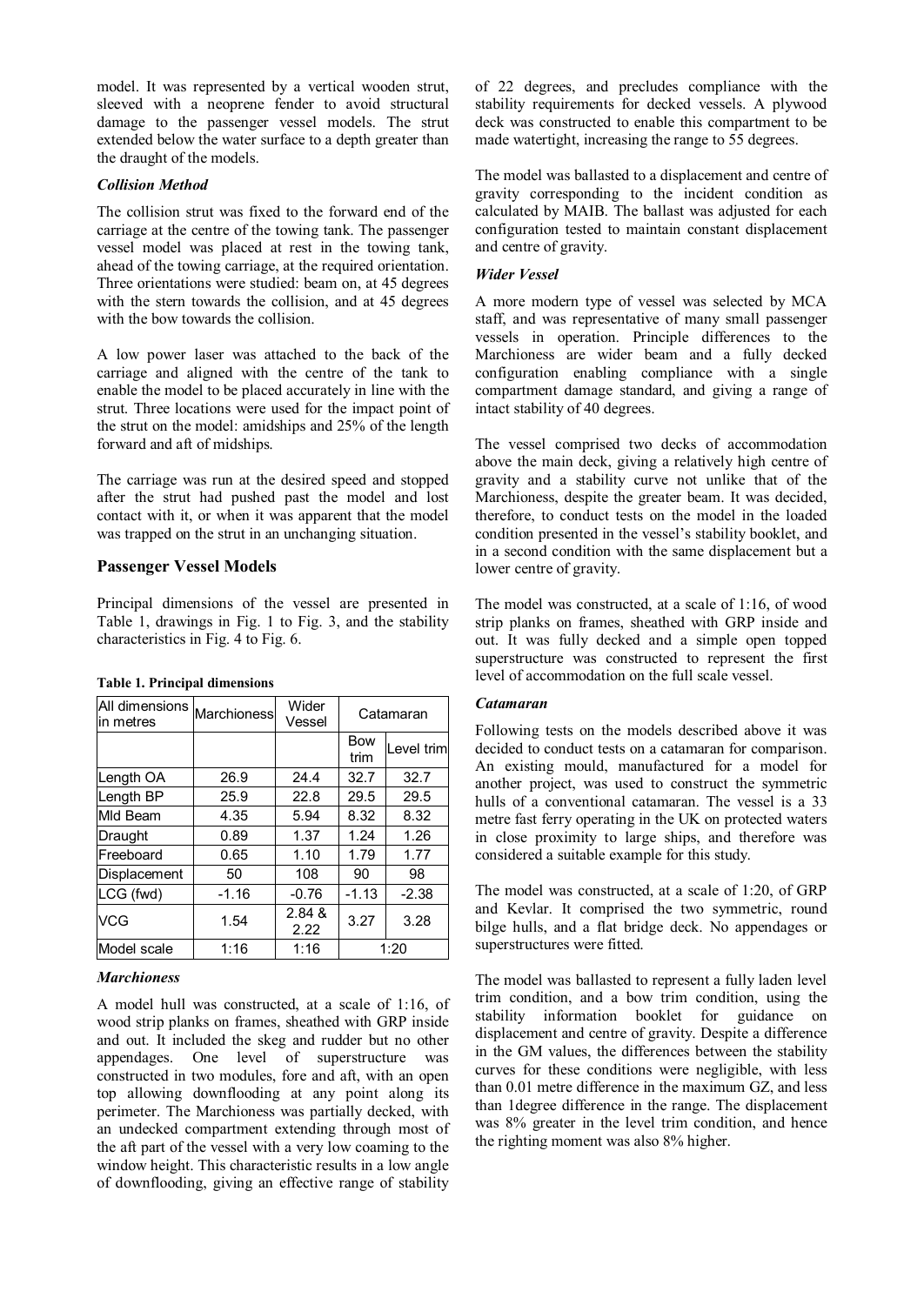model. It was represented by a vertical wooden strut, sleeved with a neoprene fender to avoid structural damage to the passenger vessel models. The strut extended below the water surface to a depth greater than the draught of the models.

### *Collision Method*

The collision strut was fixed to the forward end of the carriage at the centre of the towing tank. The passenger vessel model was placed at rest in the towing tank, ahead of the towing carriage, at the required orientation. Three orientations were studied: beam on, at 45 degrees with the stern towards the collision, and at 45 degrees with the bow towards the collision.

A low power laser was attached to the back of the carriage and aligned with the centre of the tank to enable the model to be placed accurately in line with the strut. Three locations were used for the impact point of the strut on the model: amidships and 25% of the length forward and aft of midships.

The carriage was run at the desired speed and stopped after the strut had pushed past the model and lost contact with it, or when it was apparent that the model was trapped on the strut in an unchanging situation.

## Passenger Vessel Models

Principal dimensions of the vessel are presented in Table 1, drawings in Fig. 1 to Fig. 3, and the stability characteristics in Fig. 4 to Fig. 6.

**Table 1. Principal dimensions**

| All dimensions in metres | Marchioness | Wider Vessel | Catamaran | |
|---|---|---|---|---|
| | | | Bow trim | Level trim |
| Length OA | 26.9 | 24.4 | 32.7 | 32.7 |
| Length BP | 25.9 | 22.8 | 29.5 | 29.5 |
| Mld Beam | 4.35 | 5.94 | 8.32 | 8.32 |
| Draught | 0.89 | 1.37 | 1.24 | 1.26 |
| Freeboard | 0.65 | 1.10 | 1.79 | 1.77 |
| Displacement | 50 | 108 | 90 | 98 |
| LCG (fwd) | -1.16 | -0.76 | -1.13 | -2.38 |
| VCG | 1.54 | 2.84 & 2.22 | 3.27 | 3.28 |
| Model scale | 1:16 | 1:16 | 1:20 | |

### *Marchioness*

A model hull was constructed, at a scale of 1:16, of wood strip planks on frames, sheathed with GRP inside and out. It included the skeg and rudder but no other appendages. One level of superstructure was constructed in two modules, fore and aft, with an open top allowing downflooding at any point along its perimeter. The Marchioness was partially decked, with an undecked compartment extending through most of the aft part of the vessel with a very low coaming to the window height. This characteristic results in a low angle of downflooding, giving an effective range of stability of 22 degrees, and precludes compliance with the stability requirements for decked vessels. A plywood deck was constructed to enable this compartment to be made watertight, increasing the range to 55 degrees.

The model was ballasted to a displacement and centre of gravity corresponding to the incident condition as calculated by MAIB. The ballast was adjusted for each configuration tested to maintain constant displacement and centre of gravity.

### *Wider Vessel*

A more modern type of vessel was selected by MCA staff, and was representative of many small passenger vessels in operation. Principle differences to the Marchioness are wider beam and a fully decked configuration enabling compliance with a single compartment damage standard, and giving a range of intact stability of 40 degrees.

The vessel comprised two decks of accommodation above the main deck, giving a relatively high centre of gravity and a stability curve not unlike that of the Marchioness, despite the greater beam. It was decided, therefore, to conduct tests on the model in the loaded condition presented in the vessel's stability booklet, and in a second condition with the same displacement but a lower centre of gravity.

The model was constructed, at a scale of 1:16, of wood strip planks on frames, sheathed with GRP inside and out. It was fully decked and a simple open topped superstructure was constructed to represent the first level of accommodation on the full scale vessel.

### *Catamaran*

Following tests on the models described above it was decided to conduct tests on a catamaran for comparison. An existing mould, manufactured for a model for another project, was used to construct the symmetric hulls of a conventional catamaran. The vessel is a 33 metre fast ferry operating in the UK on protected waters in close proximity to large ships, and therefore was considered a suitable example for this study.

The model was constructed, at a scale of 1:20, of GRP and Kevlar. It comprised the two symmetric, round bilge hulls, and a flat bridge deck. No appendages or superstructures were fitted.

The model was ballasted to represent a fully laden level trim condition, and a bow trim condition, using the stability information booklet for guidance on displacement and centre of gravity. Despite a difference in the GM values, the differences between the stability curves for these conditions were negligible, with less than 0.01 metre difference in the maximum GZ, and less than 1degree difference in the range. The displacement was 8% greater in the level trim condition, and hence the righting moment was also 8% higher.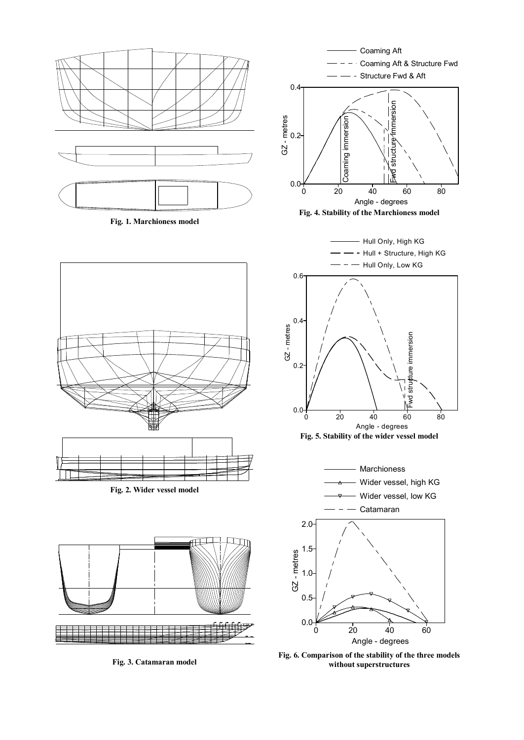Fig. 1. Marchioness model

Fig. 2. Wider vessel model

Fig. 3. Catamaran model

Fig. 4. Stability of the Marchioness model

Fig. 5. Stability of the wider vessel model

Fig. 6. Comparison of the stability of the three models without superstructures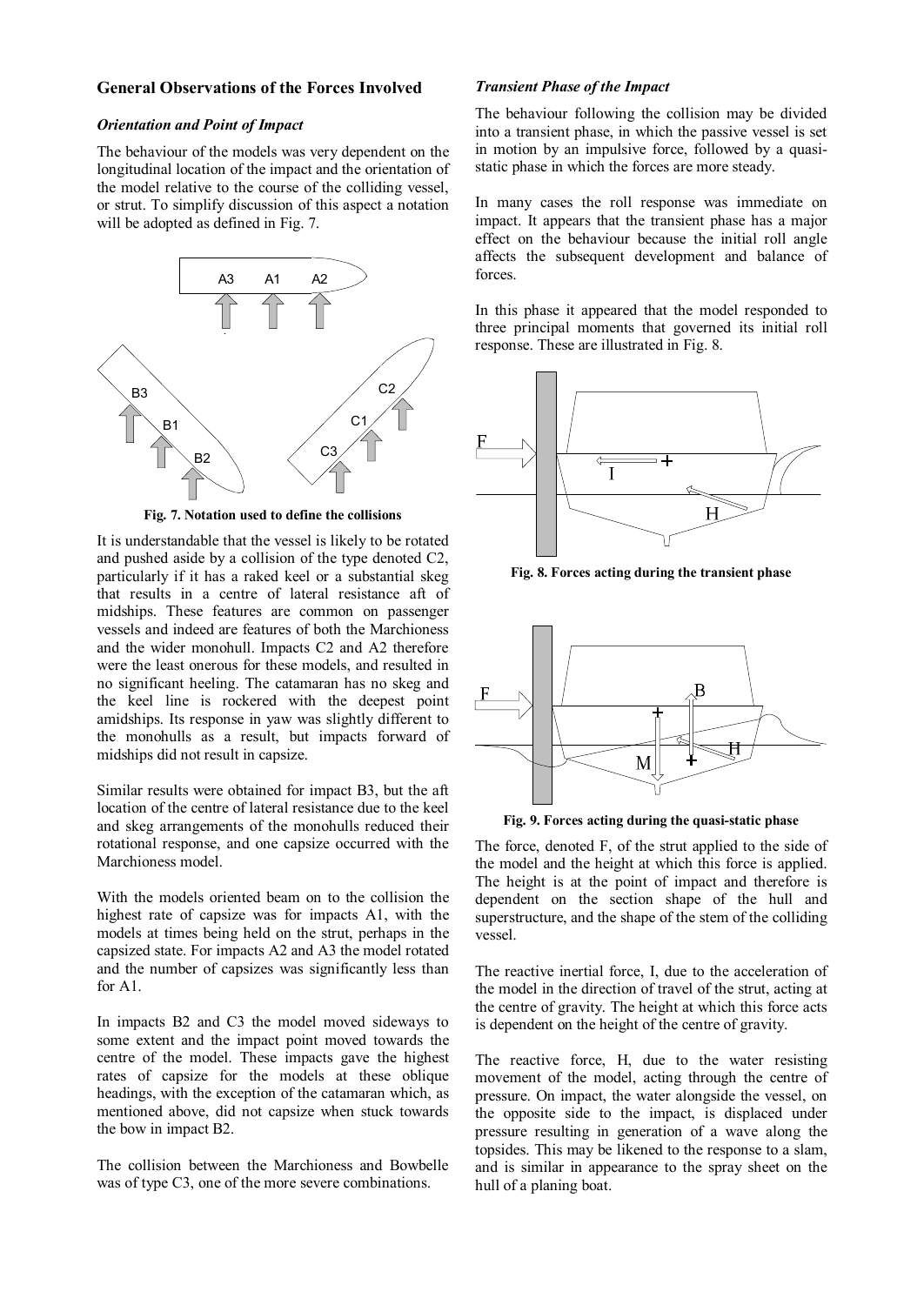## General Observations of the Forces Involved

### *Orientation and Point of Impact*

The behaviour of the models was very dependent on the longitudinal location of the impact and the orientation of the model relative to the course of the colliding vessel, or strut. To simplify discussion of this aspect a notation will be adopted as defined in Fig. 7.

**Fig. 7. Notation used to define the collisions**

It is understandable that the vessel is likely to be rotated and pushed aside by a collision of the type denoted C2, particularly if it has a raked keel or a substantial skeg that results in a centre of lateral resistance aft of midships. These features are common on passenger vessels and indeed are features of both the Marchioness and the wider monohull. Impacts C2 and A2 therefore were the least onerous for these models, and resulted in no significant heeling. The catamaran has no skeg and the keel line is rockered with the deepest point amidships. Its response in yaw was slightly different to the monohulls as a result, but impacts forward of midships did not result in capsize.

Similar results were obtained for impact B3, but the aft location of the centre of lateral resistance due to the keel and skeg arrangements of the monohulls reduced their rotational response, and one capsize occurred with the Marchioness model.

With the models oriented beam on to the collision the highest rate of capsize was for impacts A1, with the models at times being held on the strut, perhaps in the capsized state. For impacts A2 and A3 the model rotated and the number of capsizes was significantly less than for A1.

In impacts B2 and C3 the model moved sideways to some extent and the impact point moved towards the centre of the model. These impacts gave the highest rates of capsize for the models at these oblique headings, with the exception of the catamaran which, as mentioned above, did not capsize when stuck towards the bow in impact B2.

The collision between the Marchioness and Bowbelle was of type C3, one of the more severe combinations.

### *Transient Phase of the Impact*

The behaviour following the collision may be divided into a transient phase, in which the passive vessel is set in motion by an impulsive force, followed by a quasi-static phase in which the forces are more steady.

In many cases the roll response was immediate on impact. It appears that the transient phase has a major effect on the behaviour because the initial roll angle affects the subsequent development and balance of forces.

In this phase it appeared that the model responded to three principal moments that governed its initial roll response. These are illustrated in Fig. 8.

**Fig. 8. Forces acting during the transient phase**

**Fig. 9. Forces acting during the quasi-static phase**

The force, denoted F, of the strut applied to the side of the model and the height at which this force is applied. The height is at the point of impact and therefore is dependent on the section shape of the hull and superstructure, and the shape of the stem of the colliding vessel.

The reactive inertial force, I, due to the acceleration of the model in the direction of travel of the strut, acting at the centre of gravity. The height at which this force acts is dependent on the height of the centre of gravity.

The reactive force, H, due to the water resisting movement of the model, acting through the centre of pressure. On impact, the water alongside the vessel, on the opposite side to the impact, is displaced under pressure resulting in generation of a wave along the topsides. This may be likened to the response to a slam, and is similar in appearance to the spray sheet on the hull of a planing boat.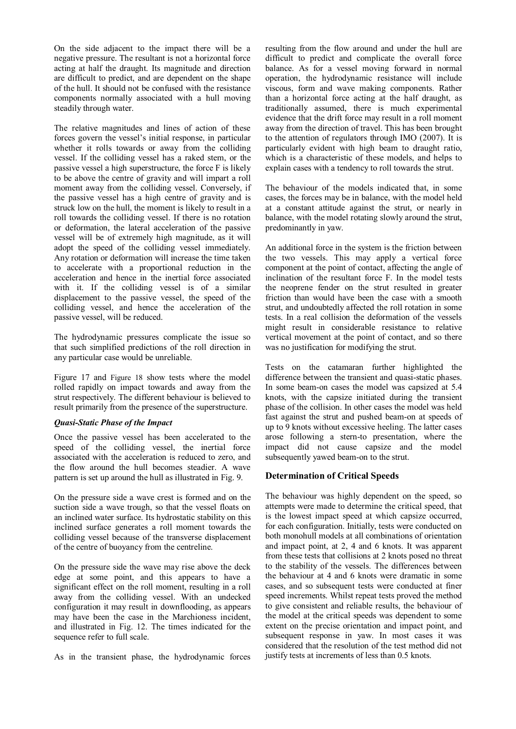On the side adjacent to the impact there will be a negative pressure. The resultant is not a horizontal force acting at half the draught. Its magnitude and direction are difficult to predict, and are dependent on the shape of the hull. It should not be confused with the resistance components normally associated with a hull moving steadily through water.

The relative magnitudes and lines of action of these forces govern the vessel's initial response, in particular whether it rolls towards or away from the colliding vessel. If the colliding vessel has a raked stem, or the passive vessel a high superstructure, the force F is likely to be above the centre of gravity and will impart a roll moment away from the colliding vessel. Conversely, if the passive vessel has a high centre of gravity and is struck low on the hull, the moment is likely to result in a roll towards the colliding vessel. If there is no rotation or deformation, the lateral acceleration of the passive vessel will be of extremely high magnitude, as it will adopt the speed of the colliding vessel immediately. Any rotation or deformation will increase the time taken to accelerate with a proportional reduction in the acceleration and hence in the inertial force associated with it. If the colliding vessel is of a similar displacement to the passive vessel, the speed of the colliding vessel, and hence the acceleration of the passive vessel, will be reduced.

The hydrodynamic pressures complicate the issue so that such simplified predictions of the roll direction in any particular case would be unreliable.

Figure 17 and Figure 18 show tests where the model rolled rapidly on impact towards and away from the strut respectively. The different behaviour is believed to result primarily from the presence of the superstructure.

### *Quasi-Static Phase of the Impact*

Once the passive vessel has been accelerated to the speed of the colliding vessel, the inertial force associated with the acceleration is reduced to zero, and the flow around the hull becomes steadier. A wave pattern is set up around the hull as illustrated in Fig. 9.

On the pressure side a wave crest is formed and on the suction side a wave trough, so that the vessel floats on an inclined water surface. Its hydrostatic stability on this inclined surface generates a roll moment towards the colliding vessel because of the transverse displacement of the centre of buoyancy from the centreline.

On the pressure side the wave may rise above the deck edge at some point, and this appears to have a significant effect on the roll moment, resulting in a roll away from the colliding vessel. With an undecked configuration it may result in downflooding, as appears may have been the case in the Marchioness incident, and illustrated in Fig. 12. The times indicated for the sequence refer to full scale.

As in the transient phase, the hydrodynamic forces resulting from the flow around and under the hull are difficult to predict and complicate the overall force balance. As for a vessel moving forward in normal operation, the hydrodynamic resistance will include viscous, form and wave making components. Rather than a horizontal force acting at the half draught, as traditionally assumed, there is much experimental evidence that the drift force may result in a roll moment away from the direction of travel. This has been brought to the attention of regulators through IMO (2007). It is particularly evident with high beam to draught ratio, which is a characteristic of these models, and helps to explain cases with a tendency to roll towards the strut.

The behaviour of the models indicated that, in some cases, the forces may be in balance, with the model held at a constant attitude against the strut, or nearly in balance, with the model rotating slowly around the strut, predominantly in yaw.

An additional force in the system is the friction between the two vessels. This may apply a vertical force component at the point of contact, affecting the angle of inclination of the resultant force F. In the model tests the neoprene fender on the strut resulted in greater friction than would have been the case with a smooth strut, and undoubtedly affected the roll rotation in some tests. In a real collision the deformation of the vessels might result in considerable resistance to relative vertical movement at the point of contact, and so there was no justification for modifying the strut.

Tests on the catamaran further highlighted the difference between the transient and quasi-static phases. In some beam-on cases the model was capsized at 5.4 knots, with the capsize initiated during the transient phase of the collision. In other cases the model was held fast against the strut and pushed beam-on at speeds of up to 9 knots without excessive heeling. The latter cases arose following a stern-to presentation, where the impact did not cause capsize and the model subsequently yawed beam-on to the strut.

## Determination of Critical Speeds

The behaviour was highly dependent on the speed, so attempts were made to determine the critical speed, that is the lowest impact speed at which capsize occurred, for each configuration. Initially, tests were conducted on both monohull models at all combinations of orientation and impact point, at 2, 4 and 6 knots. It was apparent from these tests that collisions at 2 knots posed no threat to the stability of the vessels. The differences between the behaviour at 4 and 6 knots were dramatic in some cases, and so subsequent tests were conducted at finer speed increments. Whilst repeat tests proved the method to give consistent and reliable results, the behaviour of the model at the critical speeds was dependent to some extent on the precise orientation and impact point, and subsequent response in yaw. In most cases it was considered that the resolution of the test method did not justify tests at increments of less than 0.5 knots.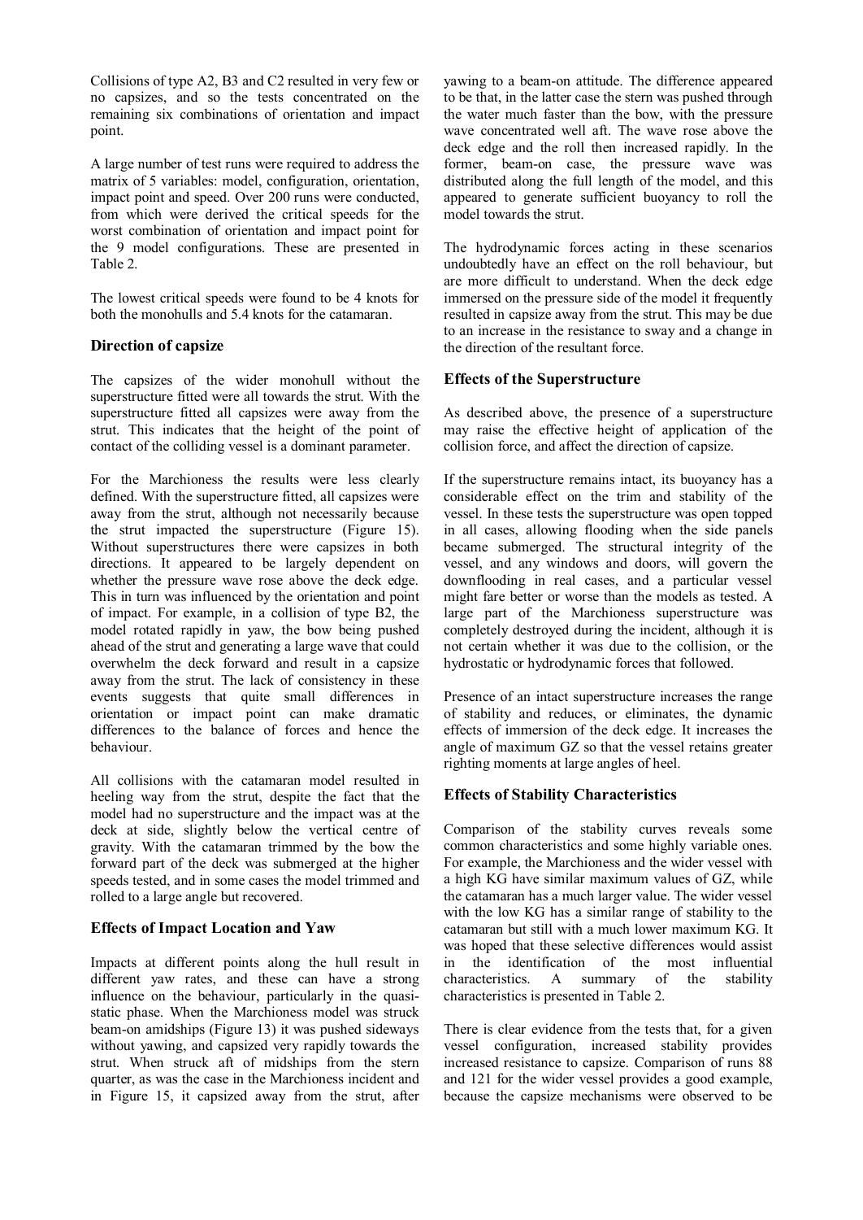Collisions of type A2, B3 and C2 resulted in very few or no capsizes, and so the tests concentrated on the remaining six combinations of orientation and impact point.

A large number of test runs were required to address the matrix of 5 variables: model, configuration, orientation, impact point and speed. Over 200 runs were conducted, from which were derived the critical speeds for the worst combination of orientation and impact point for the 9 model configurations. These are presented in Table 2.

The lowest critical speeds were found to be 4 knots for both the monohulls and 5.4 knots for the catamaran.

## Direction of capsize

The capsizes of the wider monohull without the superstructure fitted were all towards the strut. With the superstructure fitted all capsizes were away from the strut. This indicates that the height of the point of contact of the colliding vessel is a dominant parameter.

For the Marchioness the results were less clearly defined. With the superstructure fitted, all capsizes were away from the strut, although not necessarily because the strut impacted the superstructure (Figure 15). Without superstructures there were capsizes in both directions. It appeared to be largely dependent on whether the pressure wave rose above the deck edge. This in turn was influenced by the orientation and point of impact. For example, in a collision of type B2, the model rotated rapidly in yaw, the bow being pushed ahead of the strut and generating a large wave that could overwhelm the deck forward and result in a capsize away from the strut. The lack of consistency in these events suggests that quite small differences in orientation or impact point can make dramatic differences to the balance of forces and hence the behaviour.

All collisions with the catamaran model resulted in heeling way from the strut, despite the fact that the model had no superstructure and the impact was at the deck at side, slightly below the vertical centre of gravity. With the catamaran trimmed by the bow the forward part of the deck was submerged at the higher speeds tested, and in some cases the model trimmed and rolled to a large angle but recovered.

## Effects of Impact Location and Yaw

Impacts at different points along the hull result in different yaw rates, and these can have a strong influence on the behaviour, particularly in the quasi-static phase. When the Marchioness model was struck beam-on amidships (Figure 13) it was pushed sideways without yawing, and capsized very rapidly towards the strut. When struck aft of midships from the stern quarter, as was the case in the Marchioness incident and in Figure 15, it capsized away from the strut, after yawing to a beam-on attitude. The difference appeared to be that, in the latter case the stern was pushed through the water much faster than the bow, with the pressure wave concentrated well aft. The wave rose above the deck edge and the roll then increased rapidly. In the former, beam-on case, the pressure wave was distributed along the full length of the model, and this appeared to generate sufficient buoyancy to roll the model towards the strut.

The hydrodynamic forces acting in these scenarios undoubtedly have an effect on the roll behaviour, but are more difficult to understand. When the deck edge immersed on the pressure side of the model it frequently resulted in capsize away from the strut. This may be due to an increase in the resistance to sway and a change in the direction of the resultant force.

## Effects of the Superstructure

As described above, the presence of a superstructure may raise the effective height of application of the collision force, and affect the direction of capsize.

If the superstructure remains intact, its buoyancy has a considerable effect on the trim and stability of the vessel. In these tests the superstructure was open topped in all cases, allowing flooding when the side panels became submerged. The structural integrity of the vessel, and any windows and doors, will govern the downflooding in real cases, and a particular vessel might fare better or worse than the models as tested. A large part of the Marchioness superstructure was completely destroyed during the incident, although it is not certain whether it was due to the collision, or the hydrostatic or hydrodynamic forces that followed.

Presence of an intact superstructure increases the range of stability and reduces, or eliminates, the dynamic effects of immersion of the deck edge. It increases the angle of maximum GZ so that the vessel retains greater righting moments at large angles of heel.

## Effects of Stability Characteristics

Comparison of the stability curves reveals some common characteristics and some highly variable ones. For example, the Marchioness and the wider vessel with a high KG have similar maximum values of GZ, while the catamaran has a much larger value. The wider vessel with the low KG has a similar range of stability to the catamaran but still with a much lower maximum KG. It was hoped that these selective differences would assist in the identification of the most influential characteristics. A summary of the stability characteristics is presented in Table 2.

There is clear evidence from the tests that, for a given vessel configuration, increased stability provides increased resistance to capsize. Comparison of runs 88 and 121 for the wider vessel provides a good example, because the capsize mechanisms were observed to be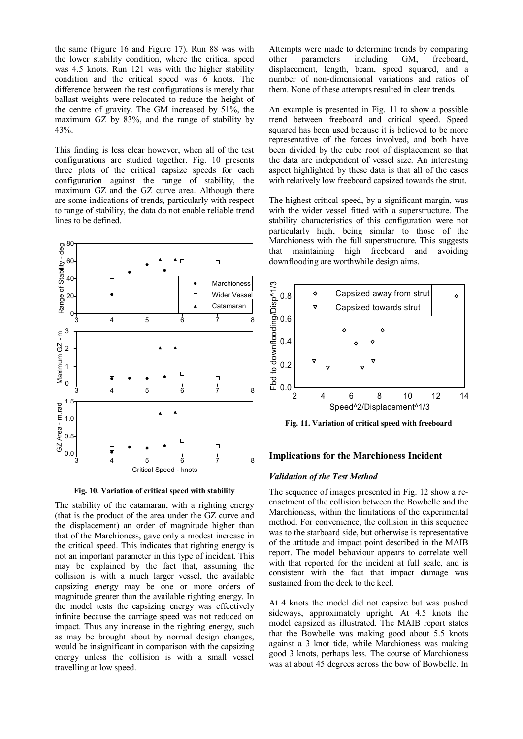the same (Figure 16 and Figure 17). Run 88 was with the lower stability condition, where the critical speed was 4.5 knots. Run 121 was with the higher stability condition and the critical speed was 6 knots. The difference between the test configurations is merely that ballast weights were relocated to reduce the height of the centre of gravity. The GM increased by 51%, the maximum GZ by 83%, and the range of stability by 43%.

This finding is less clear however, when all of the test configurations are studied together. Fig. 10 presents three plots of the critical capsize speeds for each configuration against the range of stability, the maximum GZ and the GZ curve area. Although there are some indications of trends, particularly with respect to range of stability, the data do not enable reliable trend lines to be defined.

**Fig. 10. Variation of critical speed with stability**

The stability of the catamaran, with a righting energy (that is the product of the area under the GZ curve and the displacement) an order of magnitude higher than that of the Marchioness, gave only a modest increase in the critical speed. This indicates that righting energy is not an important parameter in this type of incident. This may be explained by the fact that, assuming the collision is with a much larger vessel, the available capsizing energy may be one or more orders of magnitude greater than the available righting energy. In the model tests the capsizing energy was effectively infinite because the carriage speed was not reduced on impact. Thus any increase in the righting energy, such as may be brought about by normal design changes, would be insignificant in comparison with the capsizing energy unless the collision is with a small vessel travelling at low speed.

Attempts were made to determine trends by comparing other parameters including GM, freeboard, displacement, length, beam, speed squared, and a number of non-dimensional variations and ratios of them. None of these attempts resulted in clear trends.

An example is presented in Fig. 11 to show a possible trend between freeboard and critical speed. Speed squared has been used because it is believed to be more representative of the forces involved, and both have been divided by the cube root of displacement so that the data are independent of vessel size. An interesting aspect highlighted by these data is that all of the cases with relatively low freeboard capsized towards the strut.

The highest critical speed, by a significant margin, was with the wider vessel fitted with a superstructure. The stability characteristics of this configuration were not particularly high, being similar to those of the Marchioness with the full superstructure. This suggests that maintaining high freeboard and avoiding downflooding are worthwhile design aims.

**Fig. 11. Variation of critical speed with freeboard**

## Implications for the Marchioness Incident

### *Validation of the Test Method*

The sequence of images presented in Fig. 12 show a re-enactment of the collision between the Bowbelle and the Marchioness, within the limitations of the experimental method. For convenience, the collision in this sequence was to the starboard side, but otherwise is representative of the attitude and impact point described in the MAIB report. The model behaviour appears to correlate well with that reported for the incident at full scale, and is consistent with the fact that impact damage was sustained from the deck to the keel.

At 4 knots the model did not capsize but was pushed sideways, approximately upright. At 4.5 knots the model capsized as illustrated. The MAIB report states that the Bowbelle was making good about 5.5 knots against a 3 knot tide, while Marchioness was making good 3 knots, perhaps less. The course of Marchioness was at about 45 degrees across the bow of Bowbelle. In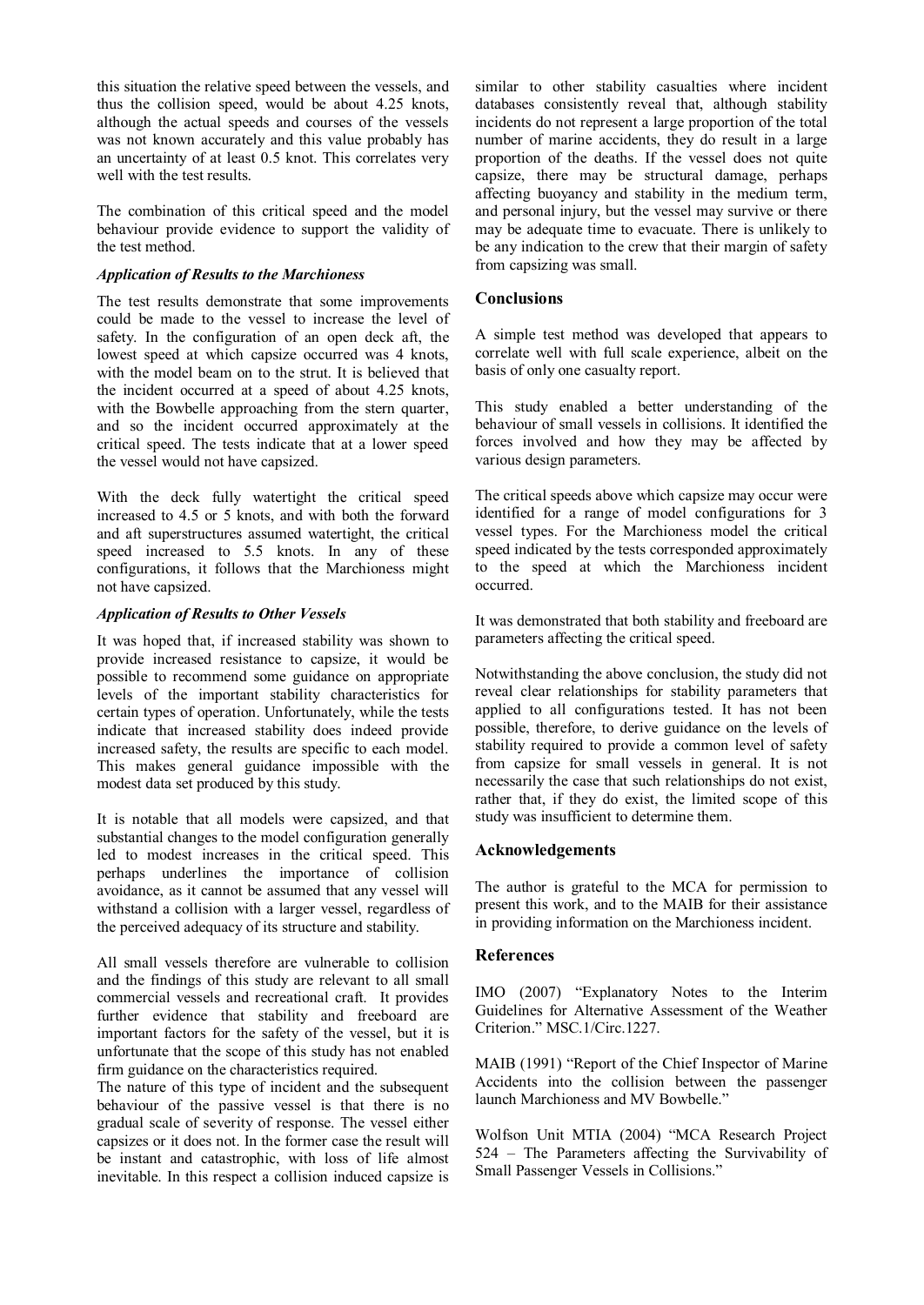this situation the relative speed between the vessels, and thus the collision speed, would be about 4.25 knots, although the actual speeds and courses of the vessels was not known accurately and this value probably has an uncertainty of at least 0.5 knot. This correlates very well with the test results.

The combination of this critical speed and the model behaviour provide evidence to support the validity of the test method.

### *Application of Results to the Marchioness*

The test results demonstrate that some improvements could be made to the vessel to increase the level of safety. In the configuration of an open deck aft, the lowest speed at which capsize occurred was 4 knots, with the model beam on to the strut. It is believed that the incident occurred at a speed of about 4.25 knots, with the Bowbelle approaching from the stern quarter, and so the incident occurred approximately at the critical speed. The tests indicate that at a lower speed the vessel would not have capsized.

With the deck fully watertight the critical speed increased to 4.5 or 5 knots, and with both the forward and aft superstructures assumed watertight, the critical speed increased to 5.5 knots. In any of these configurations, it follows that the Marchioness might not have capsized.

### *Application of Results to Other Vessels*

It was hoped that, if increased stability was shown to provide increased resistance to capsize, it would be possible to recommend some guidance on appropriate levels of the important stability characteristics for certain types of operation. Unfortunately, while the tests indicate that increased stability does indeed provide increased safety, the results are specific to each model. This makes general guidance impossible with the modest data set produced by this study.

It is notable that all models were capsized, and that substantial changes to the model configuration generally led to modest increases in the critical speed. This perhaps underlines the importance of collision avoidance, as it cannot be assumed that any vessel will withstand a collision with a larger vessel, regardless of the perceived adequacy of its structure and stability.

All small vessels therefore are vulnerable to collision and the findings of this study are relevant to all small commercial vessels and recreational craft. It provides further evidence that stability and freeboard are important factors for the safety of the vessel, but it is unfortunate that the scope of this study has not enabled firm guidance on the characteristics required.

The nature of this type of incident and the subsequent behaviour of the passive vessel is that there is no gradual scale of severity of response. The vessel either capsizes or it does not. In the former case the result will be instant and catastrophic, with loss of life almost inevitable. In this respect a collision induced capsize is similar to other stability casualties where incident databases consistently reveal that, although stability incidents do not represent a large proportion of the total number of marine accidents, they do result in a large proportion of the deaths. If the vessel does not quite capsize, there may be structural damage, perhaps affecting buoyancy and stability in the medium term, and personal injury, but the vessel may survive or there may be adequate time to evacuate. There is unlikely to be any indication to the crew that their margin of safety from capsizing was small.

## Conclusions

A simple test method was developed that appears to correlate well with full scale experience, albeit on the basis of only one casualty report.

This study enabled a better understanding of the behaviour of small vessels in collisions. It identified the forces involved and how they may be affected by various design parameters.

The critical speeds above which capsize may occur were identified for a range of model configurations for 3 vessel types. For the Marchioness model the critical speed indicated by the tests corresponded approximately to the speed at which the Marchioness incident occurred.

It was demonstrated that both stability and freeboard are parameters affecting the critical speed.

Notwithstanding the above conclusion, the study did not reveal clear relationships for stability parameters that applied to all configurations tested. It has not been possible, therefore, to derive guidance on the levels of stability required to provide a common level of safety from capsize for small vessels in general. It is not necessarily the case that such relationships do not exist, rather that, if they do exist, the limited scope of this study was insufficient to determine them.

## Acknowledgements

The author is grateful to the MCA for permission to present this work, and to the MAIB for their assistance in providing information on the Marchioness incident.

## References

IMO (2007) "Explanatory Notes to the Interim Guidelines for Alternative Assessment of the Weather Criterion." MSC.1/Circ.1227.

MAIB (1991) "Report of the Chief Inspector of Marine Accidents into the collision between the passenger launch Marchioness and MV Bowbelle."

Wolfson Unit MTIA (2004) "MCA Research Project 524 – The Parameters affecting the Survivability of Small Passenger Vessels in Collisions."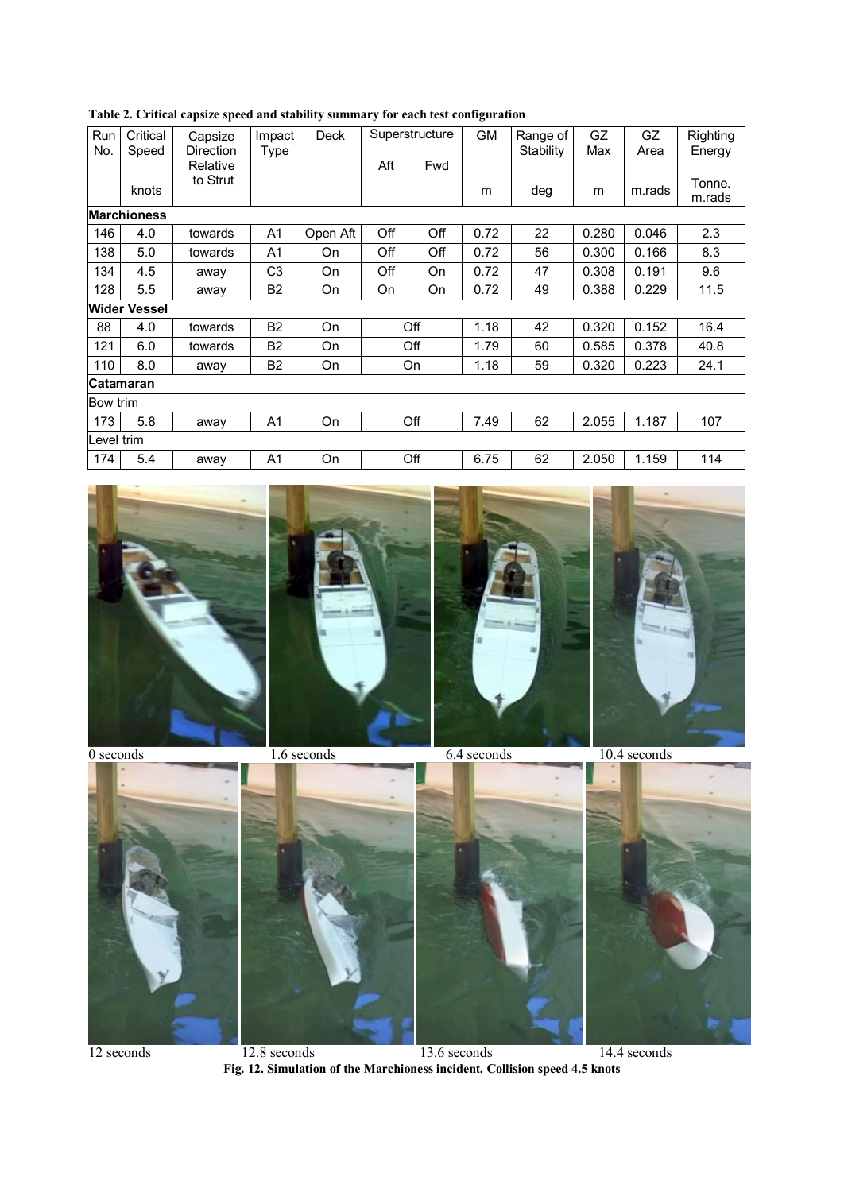**Table 2. Critical capsize speed and stability summary for each test configuration**

| Run No. | Critical Speed | Capsize Direction Relative to Strut | Impact Type | Deck | Superstructure | | GM | Range of Stability | GZ Max | GZ Area | Righting Energy |
|---|---|---|---|---|---|---|---|---|---|---|---|
| | | | | | Aft | Fwd | | | | | |
| | knots | | | | | | m | deg | m | m.rads | Tonne. m.rads |
| **Marchioness** | | | | | | | | | | | |
| 146 | 4.0 | towards | A1 | Open Aft | Off | Off | 0.72 | 22 | 0.280 | 0.046 | 2.3 |
| 138 | 5.0 | towards | A1 | On | Off | Off | 0.72 | 56 | 0.300 | 0.166 | 8.3 |
| 134 | 4.5 | away | C3 | On | Off | On | 0.72 | 47 | 0.308 | 0.191 | 9.6 |
| 128 | 5.5 | away | B2 | On | On | On | 0.72 | 49 | 0.388 | 0.229 | 11.5 |
| **Wider Vessel** | | | | | | | | | | | |
| 88 | 4.0 | towards | B2 | On | Off | | 1.18 | 42 | 0.320 | 0.152 | 16.4 |
| 121 | 6.0 | towards | B2 | On | Off | | 1.79 | 60 | 0.585 | 0.378 | 40.8 |
| 110 | 8.0 | away | B2 | On | On | | 1.18 | 59 | 0.320 | 0.223 | 24.1 |
| **Catamaran** | | | | | | | | | | | |
| Bow trim | | | | | | | | | | | |
| 173 | 5.8 | away | A1 | On | Off | | 7.49 | 62 | 2.055 | 1.187 | 107 |
| Level trim | | | | | | | | | | | |
| 174 | 5.4 | away | A1 | On | Off | | 6.75 | 62 | 2.050 | 1.159 | 114 |

0 seconds 1.6 seconds 6.4 seconds 10.4 seconds

12 seconds 12.8 seconds 13.6 seconds 14.4 seconds

**Fig. 12. Simulation of the Marchioness incident. Collision speed 4.5 knots**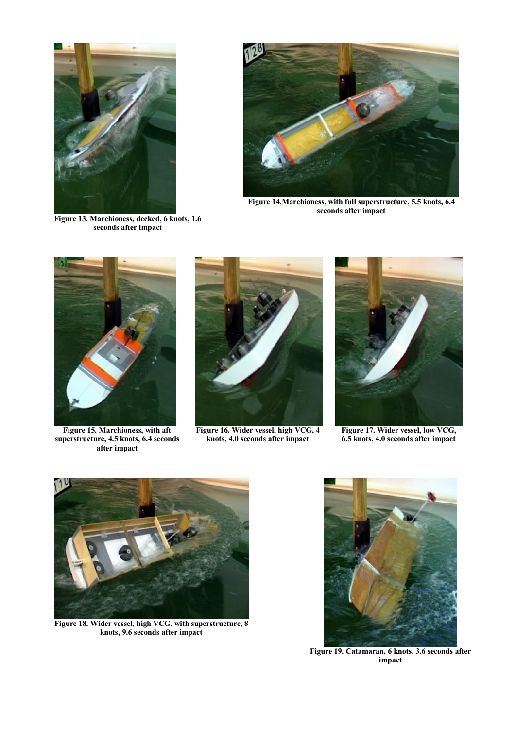Figure 13. Marchioness, decked, 6 knots, 1.6 seconds after impact

Figure 14.Marchioness, with full superstructure, 5.5 knots, 6.4 seconds after impact

Figure 15. Marchioness, with aft superstructure, 4.5 knots, 6.4 seconds after impact

Figure 16. Wider vessel, high VCG, 4 knots, 4.0 seconds after impact

Figure 17. Wider vessel, low VCG, 6.5 knots, 4.0 seconds after impact

Figure 18. Wider vessel, high VCG, with superstructure, 8 knots, 9.6 seconds after impact

Figure 19. Catamaran, 6 knots, 3.6 seconds after impact